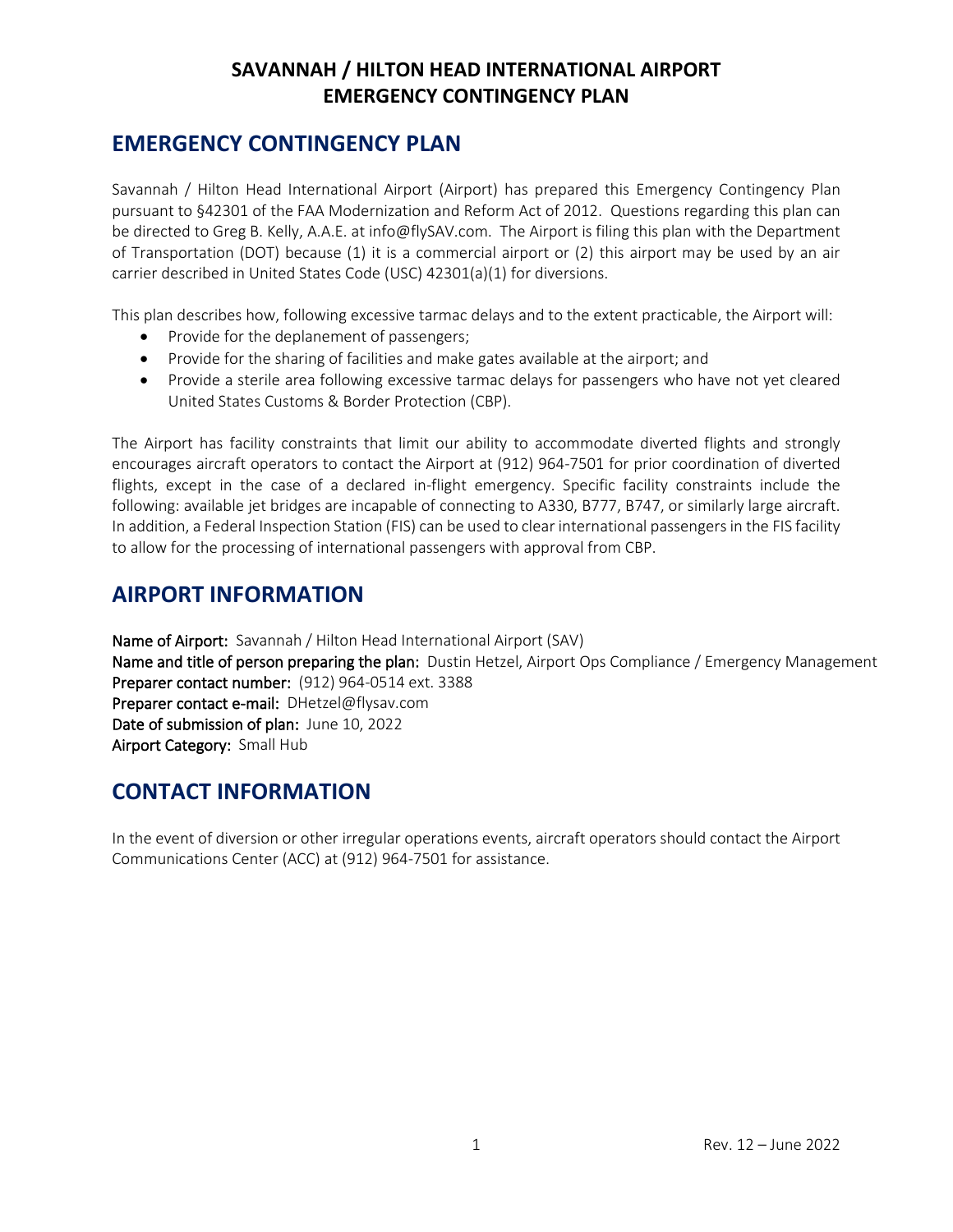# SAVANNAH / HILTON HEAD INTERNATIONAL AIRPORT
# EMERGENCY CONTINGENCY PLAN

## EMERGENCY CONTINGENCY PLAN

Savannah / Hilton Head International Airport (Airport) has prepared this Emergency Contingency Plan pursuant to §42301 of the FAA Modernization and Reform Act of 2012. Questions regarding this plan can be directed to Greg B. Kelly, A.A.E. at info@flySAV.com. The Airport is filing this plan with the Department of Transportation (DOT) because (1) it is a commercial airport or (2) this airport may be used by an air carrier described in United States Code (USC) 42301(a)(1) for diversions.

This plan describes how, following excessive tarmac delays and to the extent practicable, the Airport will:

- Provide for the deplanement of passengers;
- Provide for the sharing of facilities and make gates available at the airport; and
- Provide a sterile area following excessive tarmac delays for passengers who have not yet cleared United States Customs & Border Protection (CBP).

The Airport has facility constraints that limit our ability to accommodate diverted flights and strongly encourages aircraft operators to contact the Airport at (912) 964-7501 for prior coordination of diverted flights, except in the case of a declared in-flight emergency. Specific facility constraints include the following: available jet bridges are incapable of connecting to A330, B777, B747, or similarly large aircraft. In addition, a Federal Inspection Station (FIS) can be used to clear international passengers in the FIS facility to allow for the processing of international passengers with approval from CBP.

## AIRPORT INFORMATION

**Name of Airport:** Savannah / Hilton Head International Airport (SAV)
**Name and title of person preparing the plan:** Dustin Hetzel, Airport Ops Compliance / Emergency Management
**Preparer contact number:** (912) 964-0514 ext. 3388
**Preparer contact e-mail:** DHetzel@flysav.com
**Date of submission of plan:** June 10, 2022
**Airport Category:** Small Hub

## CONTACT INFORMATION

In the event of diversion or other irregular operations events, aircraft operators should contact the Airport Communications Center (ACC) at (912) 964-7501 for assistance.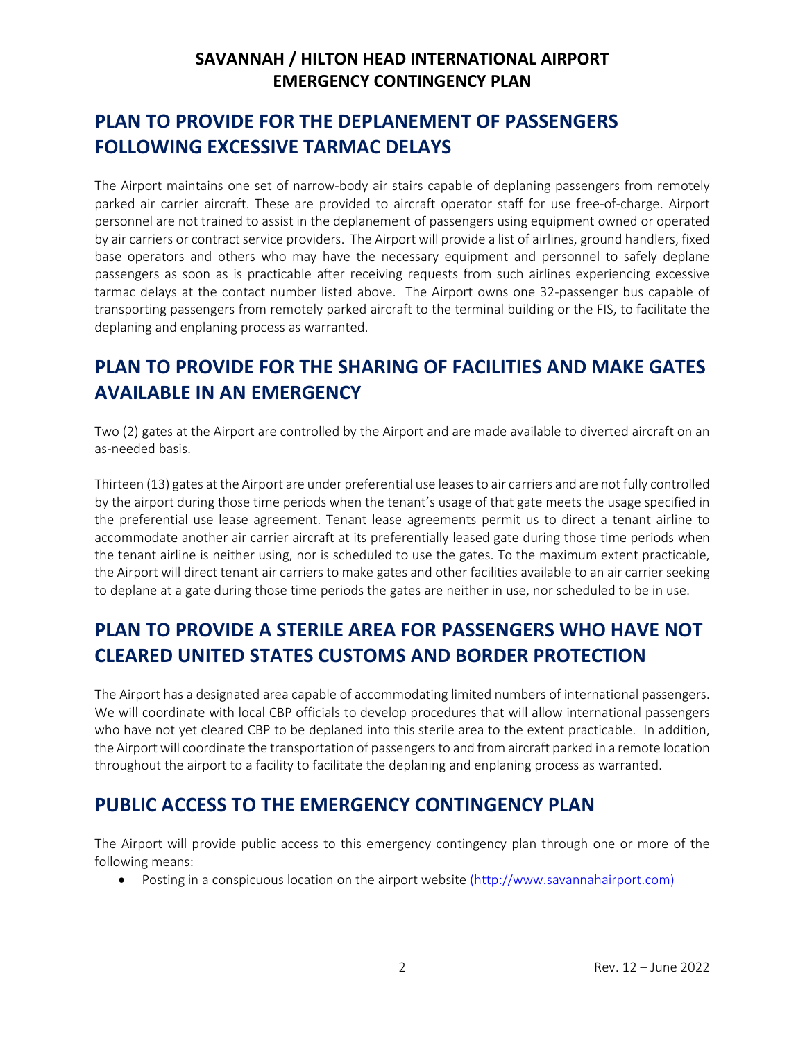## PLAN TO PROVIDE FOR THE DEPLANEMENT OF PASSENGERS FOLLOWING EXCESSIVE TARMAC DELAYS

The Airport maintains one set of narrow-body air stairs capable of deplaning passengers from remotely parked air carrier aircraft. These are provided to aircraft operator staff for use free-of-charge. Airport personnel are not trained to assist in the deplanement of passengers using equipment owned or operated by air carriers or contract service providers. The Airport will provide a list of airlines, ground handlers, fixed base operators and others who may have the necessary equipment and personnel to safely deplane passengers as soon as is practicable after receiving requests from such airlines experiencing excessive tarmac delays at the contact number listed above. The Airport owns one 32-passenger bus capable of transporting passengers from remotely parked aircraft to the terminal building or the FIS, to facilitate the deplaning and enplaning process as warranted.

## PLAN TO PROVIDE FOR THE SHARING OF FACILITIES AND MAKE GATES AVAILABLE IN AN EMERGENCY

Two (2) gates at the Airport are controlled by the Airport and are made available to diverted aircraft on an as-needed basis.

Thirteen (13) gates at the Airport are under preferential use leases to air carriers and are not fully controlled by the airport during those time periods when the tenant's usage of that gate meets the usage specified in the preferential use lease agreement. Tenant lease agreements permit us to direct a tenant airline to accommodate another air carrier aircraft at its preferentially leased gate during those time periods when the tenant airline is neither using, nor is scheduled to use the gates. To the maximum extent practicable, the Airport will direct tenant air carriers to make gates and other facilities available to an air carrier seeking to deplane at a gate during those time periods the gates are neither in use, nor scheduled to be in use.

## PLAN TO PROVIDE A STERILE AREA FOR PASSENGERS WHO HAVE NOT CLEARED UNITED STATES CUSTOMS AND BORDER PROTECTION

The Airport has a designated area capable of accommodating limited numbers of international passengers. We will coordinate with local CBP officials to develop procedures that will allow international passengers who have not yet cleared CBP to be deplaned into this sterile area to the extent practicable. In addition, the Airport will coordinate the transportation of passengers to and from aircraft parked in a remote location throughout the airport to a facility to facilitate the deplaning and enplaning process as warranted.

## PUBLIC ACCESS TO THE EMERGENCY CONTINGENCY PLAN

The Airport will provide public access to this emergency contingency plan through one or more of the following means:

- Posting in a conspicuous location on the airport website (http://www.savannahairport.com)